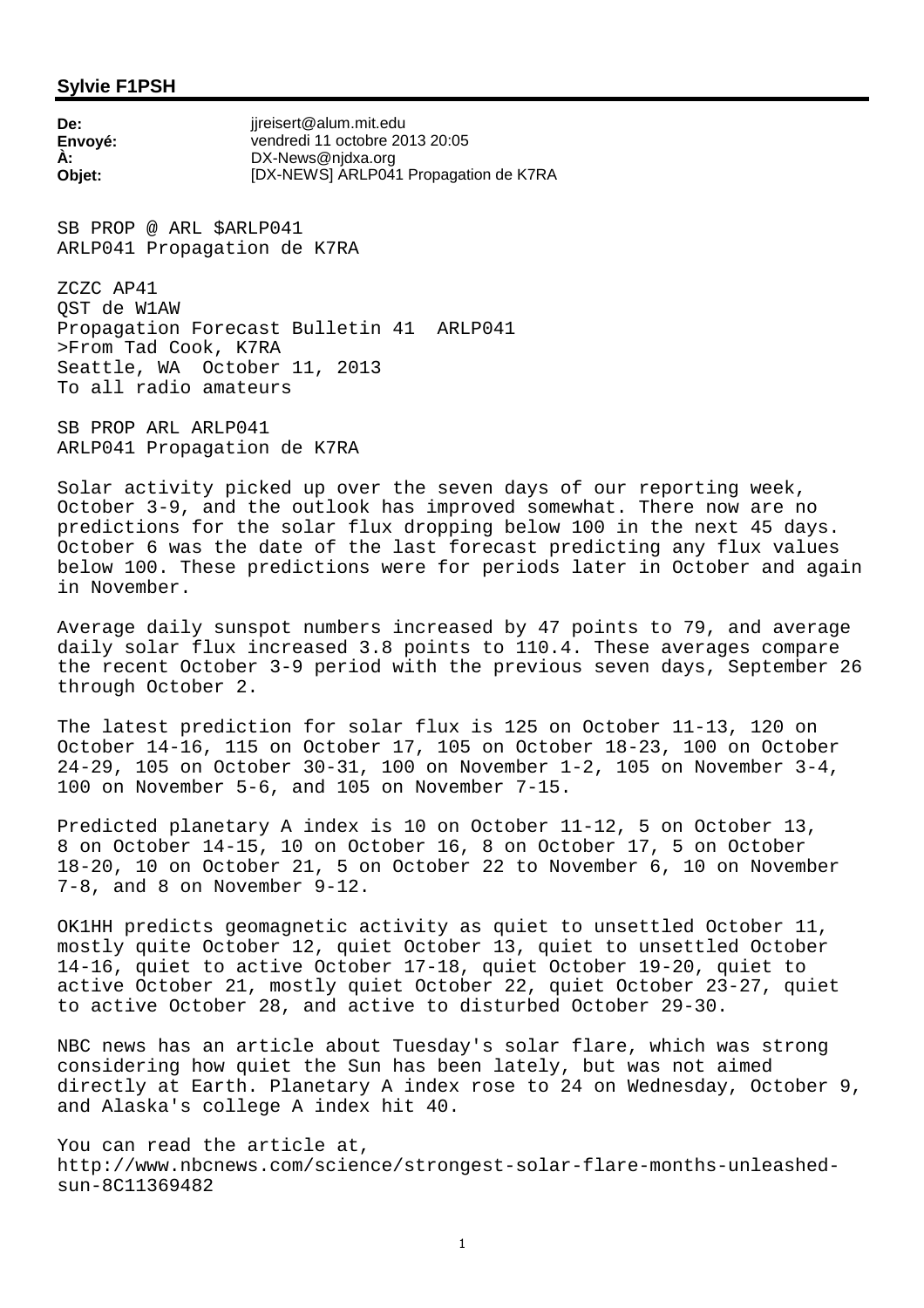**Sylvie F1PSH**

**De:** jjreisert@alum.mit.edu
**Envoyé:** vendredi 11 octobre 2013 20:05
**À:** DX-News@njdxa.org
**Objet:** [DX-NEWS] ARLP041 Propagation de K7RA

SB PROP @ ARL $ARLP041
ARLP041 Propagation de K7RA

ZCZC AP41
QST de W1AW
Propagation Forecast Bulletin 41 ARLP041
>From Tad Cook, K7RA
Seattle, WA October 11, 2013
To all radio amateurs

SB PROP ARL ARLP041
ARLP041 Propagation de K7RA

Solar activity picked up over the seven days of our reporting week, October 3-9, and the outlook has improved somewhat. There now are no predictions for the solar flux dropping below 100 in the next 45 days. October 6 was the date of the last forecast predicting any flux values below 100. These predictions were for periods later in October and again in November.

Average daily sunspot numbers increased by 47 points to 79, and average daily solar flux increased 3.8 points to 110.4. These averages compare the recent October 3-9 period with the previous seven days, September 26 through October 2.

The latest prediction for solar flux is 125 on October 11-13, 120 on October 14-16, 115 on October 17, 105 on October 18-23, 100 on October 24-29, 105 on October 30-31, 100 on November 1-2, 105 on November 3-4, 100 on November 5-6, and 105 on November 7-15.

Predicted planetary A index is 10 on October 11-12, 5 on October 13, 8 on October 14-15, 10 on October 16, 8 on October 17, 5 on October 18-20, 10 on October 21, 5 on October 22 to November 6, 10 on November 7-8, and 8 on November 9-12.

OK1HH predicts geomagnetic activity as quiet to unsettled October 11, mostly quite October 12, quiet October 13, quiet to unsettled October 14-16, quiet to active October 17-18, quiet October 19-20, quiet to active October 21, mostly quiet October 22, quiet October 23-27, quiet to active October 28, and active to disturbed October 29-30.

NBC news has an article about Tuesday's solar flare, which was strong considering how quiet the Sun has been lately, but was not aimed directly at Earth. Planetary A index rose to 24 on Wednesday, October 9, and Alaska's college A index hit 40.

You can read the article at,
http://www.nbcnews.com/science/strongest-solar-flare-months-unleashed-sun-8C11369482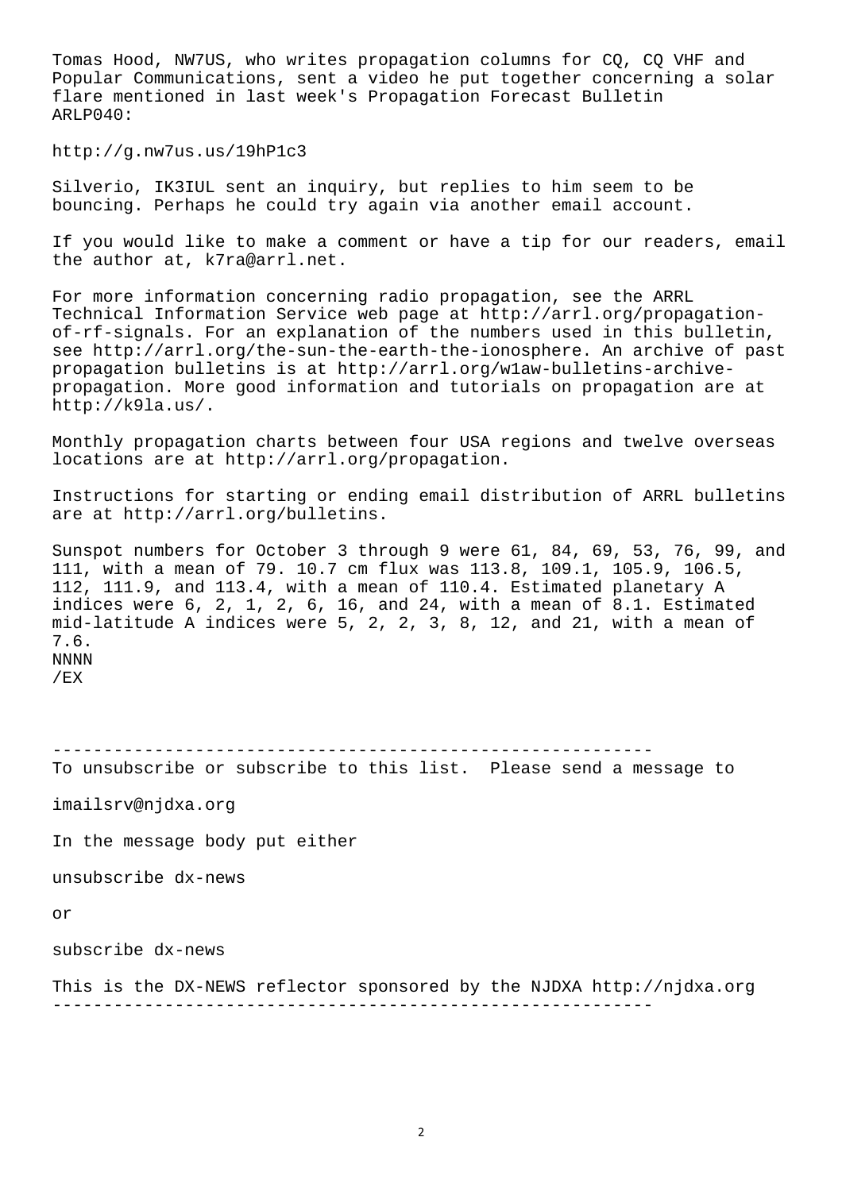Tomas Hood, NW7US, who writes propagation columns for CQ, CQ VHF and Popular Communications, sent a video he put together concerning a solar flare mentioned in last week's Propagation Forecast Bulletin ARLP040:

http://g.nw7us.us/19hP1c3

Silverio, IK3IUL sent an inquiry, but replies to him seem to be bouncing. Perhaps he could try again via another email account.

If you would like to make a comment or have a tip for our readers, email the author at, k7ra@arrl.net.

For more information concerning radio propagation, see the ARRL Technical Information Service web page at http://arrl.org/propagation-of-rf-signals. For an explanation of the numbers used in this bulletin, see http://arrl.org/the-sun-the-earth-the-ionosphere. An archive of past propagation bulletins is at http://arrl.org/w1aw-bulletins-archive-propagation. More good information and tutorials on propagation are at http://k9la.us/.

Monthly propagation charts between four USA regions and twelve overseas locations are at http://arrl.org/propagation.

Instructions for starting or ending email distribution of ARRL bulletins are at http://arrl.org/bulletins.

Sunspot numbers for October 3 through 9 were 61, 84, 69, 53, 76, 99, and 111, with a mean of 79. 10.7 cm flux was 113.8, 109.1, 105.9, 106.5, 112, 111.9, and 113.4, with a mean of 110.4. Estimated planetary A indices were 6, 2, 1, 2, 6, 16, and 24, with a mean of 8.1. Estimated mid-latitude A indices were 5, 2, 2, 3, 8, 12, and 21, with a mean of 7.6.
NNNN
/EX

---

To unsubscribe or subscribe to this list.  Please send a message to

imailsrv@njdxa.org

In the message body put either

unsubscribe dx-news

or

subscribe dx-news

This is the DX-NEWS reflector sponsored by the NJDXA http://njdxa.org

---